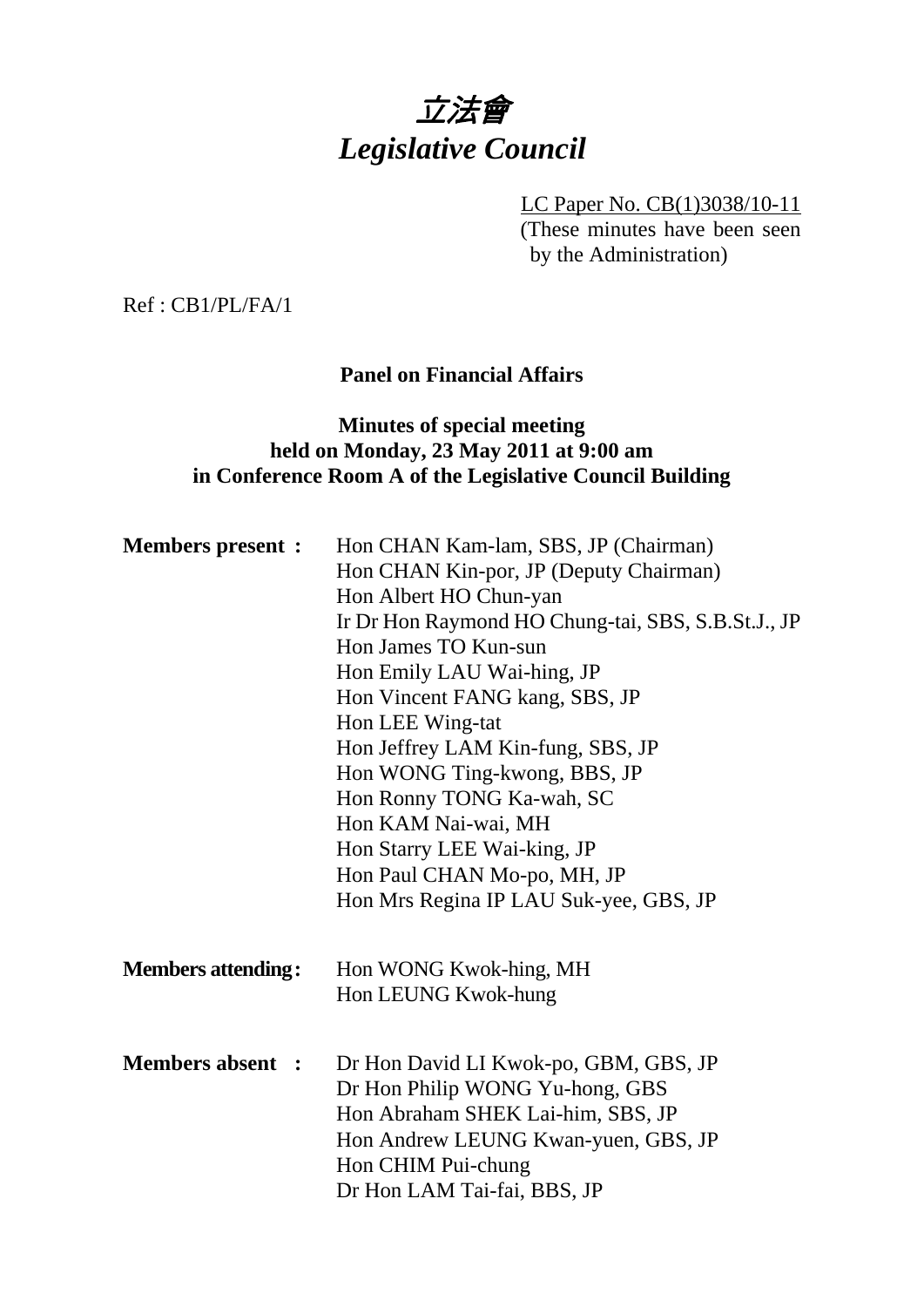# 立法會
# *Legislative Council*

LC Paper No. CB(1)3038/10-11
(These minutes have been seen by the Administration)

Ref : CB1/PL/FA/1

**Panel on Financial Affairs**

**Minutes of special meeting**
**held on Monday, 23 May 2011 at 9:00 am**
**in Conference Room A of the Legislative Council Building**

**Members present :**
Hon CHAN Kam-lam, SBS, JP (Chairman)
Hon CHAN Kin-por, JP (Deputy Chairman)
Hon Albert HO Chun-yan
Ir Dr Hon Raymond HO Chung-tai, SBS, S.B.St.J., JP
Hon James TO Kun-sun
Hon Emily LAU Wai-hing, JP
Hon Vincent FANG kang, SBS, JP
Hon LEE Wing-tat
Hon Jeffrey LAM Kin-fung, SBS, JP
Hon WONG Ting-kwong, BBS, JP
Hon Ronny TONG Ka-wah, SC
Hon KAM Nai-wai, MH
Hon Starry LEE Wai-king, JP
Hon Paul CHAN Mo-po, MH, JP
Hon Mrs Regina IP LAU Suk-yee, GBS, JP

**Members attending:**
Hon WONG Kwok-hing, MH
Hon LEUNG Kwok-hung

**Members absent :**
Dr Hon David LI Kwok-po, GBM, GBS, JP
Dr Hon Philip WONG Yu-hong, GBS
Hon Abraham SHEK Lai-him, SBS, JP
Hon Andrew LEUNG Kwan-yuen, GBS, JP
Hon CHIM Pui-chung
Dr Hon LAM Tai-fai, BBS, JP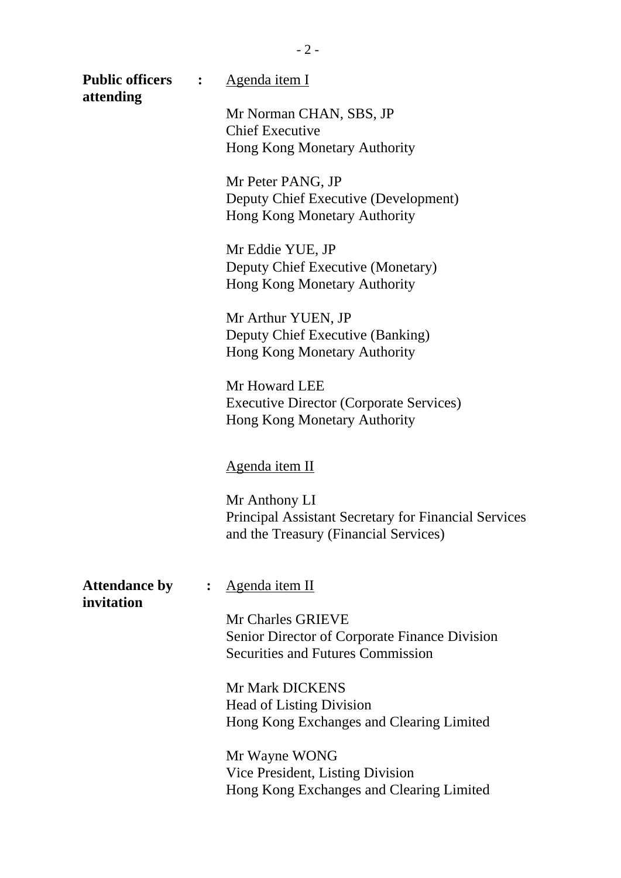**Public officers attending** : <u>Agenda item I</u>

Mr Norman CHAN, SBS, JP
Chief Executive
Hong Kong Monetary Authority

Mr Peter PANG, JP
Deputy Chief Executive (Development)
Hong Kong Monetary Authority

Mr Eddie YUE, JP
Deputy Chief Executive (Monetary)
Hong Kong Monetary Authority

Mr Arthur YUEN, JP
Deputy Chief Executive (Banking)
Hong Kong Monetary Authority

Mr Howard LEE
Executive Director (Corporate Services)
Hong Kong Monetary Authority

<u>Agenda item II</u>

Mr Anthony LI
Principal Assistant Secretary for Financial Services and the Treasury (Financial Services)

**Attendance by invitation** : <u>Agenda item II</u>

Mr Charles GRIEVE
Senior Director of Corporate Finance Division
Securities and Futures Commission

Mr Mark DICKENS
Head of Listing Division
Hong Kong Exchanges and Clearing Limited

Mr Wayne WONG
Vice President, Listing Division
Hong Kong Exchanges and Clearing Limited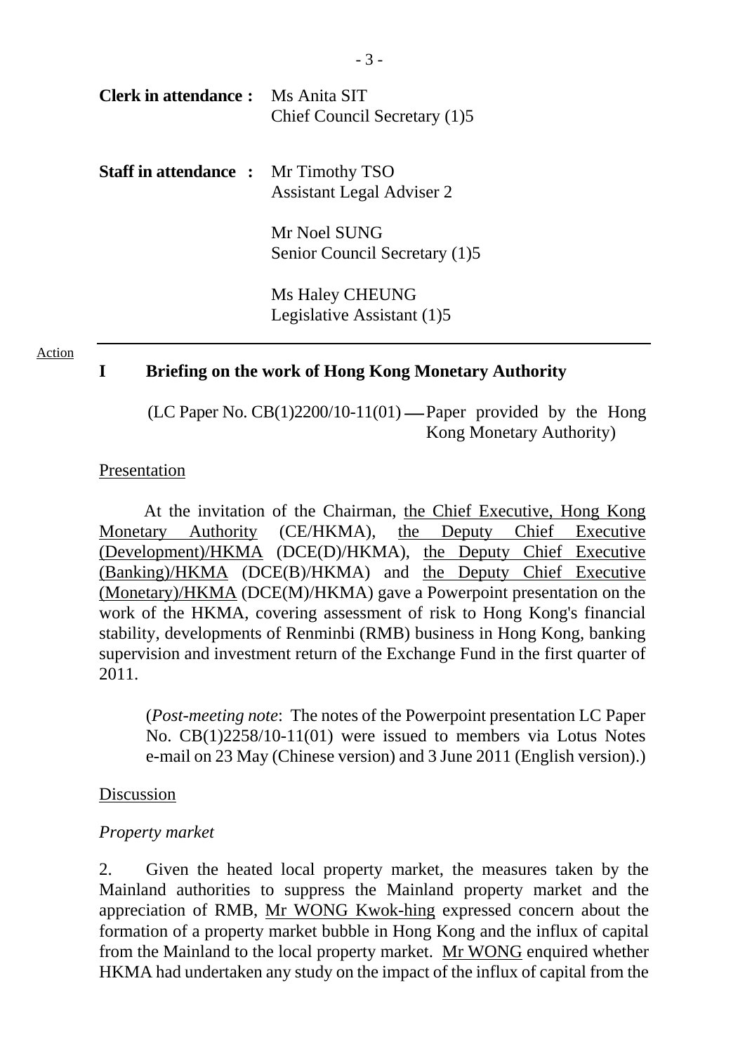**Clerk in attendance :** Ms Anita SIT
Chief Council Secretary (1)5

**Staff in attendance :** Mr Timothy TSO
Assistant Legal Adviser 2

Mr Noel SUNG
Senior Council Secretary (1)5

Ms Haley CHEUNG
Legislative Assistant (1)5

Action

---

## I Briefing on the work of Hong Kong Monetary Authority

(LC Paper No. CB(1)2200/10-11(01) — Paper provided by the Hong Kong Monetary Authority)

Presentation

At the invitation of the Chairman, the Chief Executive, Hong Kong Monetary Authority (CE/HKMA), the Deputy Chief Executive (Development)/HKMA (DCE(D)/HKMA), the Deputy Chief Executive (Banking)/HKMA (DCE(B)/HKMA) and the Deputy Chief Executive (Monetary)/HKMA (DCE(M)/HKMA) gave a Powerpoint presentation on the work of the HKMA, covering assessment of risk to Hong Kong's financial stability, developments of Renminbi (RMB) business in Hong Kong, banking supervision and investment return of the Exchange Fund in the first quarter of 2011.

(*Post-meeting note*: The notes of the Powerpoint presentation LC Paper No. CB(1)2258/10-11(01) were issued to members via Lotus Notes e-mail on 23 May (Chinese version) and 3 June 2011 (English version).)

Discussion

*Property market*

2. Given the heated local property market, the measures taken by the Mainland authorities to suppress the Mainland property market and the appreciation of RMB, Mr WONG Kwok-hing expressed concern about the formation of a property market bubble in Hong Kong and the influx of capital from the Mainland to the local property market. Mr WONG enquired whether HKMA had undertaken any study on the impact of the influx of capital from the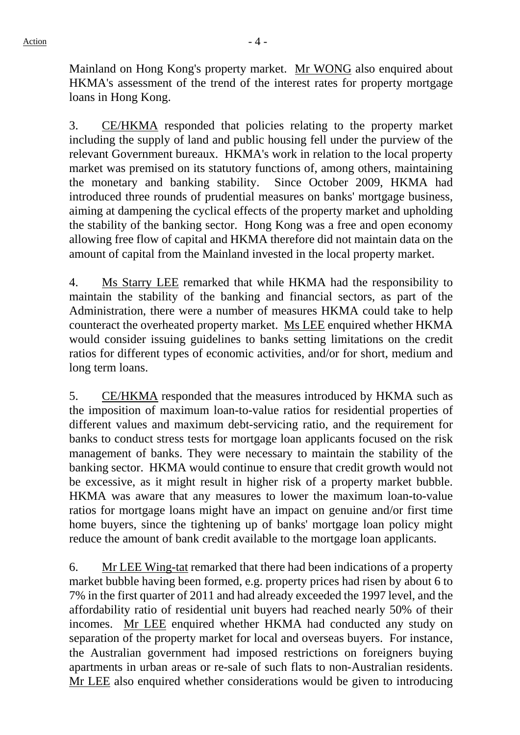Mainland on Hong Kong's property market. Mr WONG also enquired about HKMA's assessment of the trend of the interest rates for property mortgage loans in Hong Kong.

3. CE/HKMA responded that policies relating to the property market including the supply of land and public housing fell under the purview of the relevant Government bureaux. HKMA's work in relation to the local property market was premised on its statutory functions of, among others, maintaining the monetary and banking stability. Since October 2009, HKMA had introduced three rounds of prudential measures on banks' mortgage business, aiming at dampening the cyclical effects of the property market and upholding the stability of the banking sector. Hong Kong was a free and open economy allowing free flow of capital and HKMA therefore did not maintain data on the amount of capital from the Mainland invested in the local property market.

4. Ms Starry LEE remarked that while HKMA had the responsibility to maintain the stability of the banking and financial sectors, as part of the Administration, there were a number of measures HKMA could take to help counteract the overheated property market. Ms LEE enquired whether HKMA would consider issuing guidelines to banks setting limitations on the credit ratios for different types of economic activities, and/or for short, medium and long term loans.

5. CE/HKMA responded that the measures introduced by HKMA such as the imposition of maximum loan-to-value ratios for residential properties of different values and maximum debt-servicing ratio, and the requirement for banks to conduct stress tests for mortgage loan applicants focused on the risk management of banks. They were necessary to maintain the stability of the banking sector. HKMA would continue to ensure that credit growth would not be excessive, as it might result in higher risk of a property market bubble. HKMA was aware that any measures to lower the maximum loan-to-value ratios for mortgage loans might have an impact on genuine and/or first time home buyers, since the tightening up of banks' mortgage loan policy might reduce the amount of bank credit available to the mortgage loan applicants.

6. Mr LEE Wing-tat remarked that there had been indications of a property market bubble having been formed, e.g. property prices had risen by about 6 to 7% in the first quarter of 2011 and had already exceeded the 1997 level, and the affordability ratio of residential unit buyers had reached nearly 50% of their incomes. Mr LEE enquired whether HKMA had conducted any study on separation of the property market for local and overseas buyers. For instance, the Australian government had imposed restrictions on foreigners buying apartments in urban areas or re-sale of such flats to non-Australian residents. Mr LEE also enquired whether considerations would be given to introducing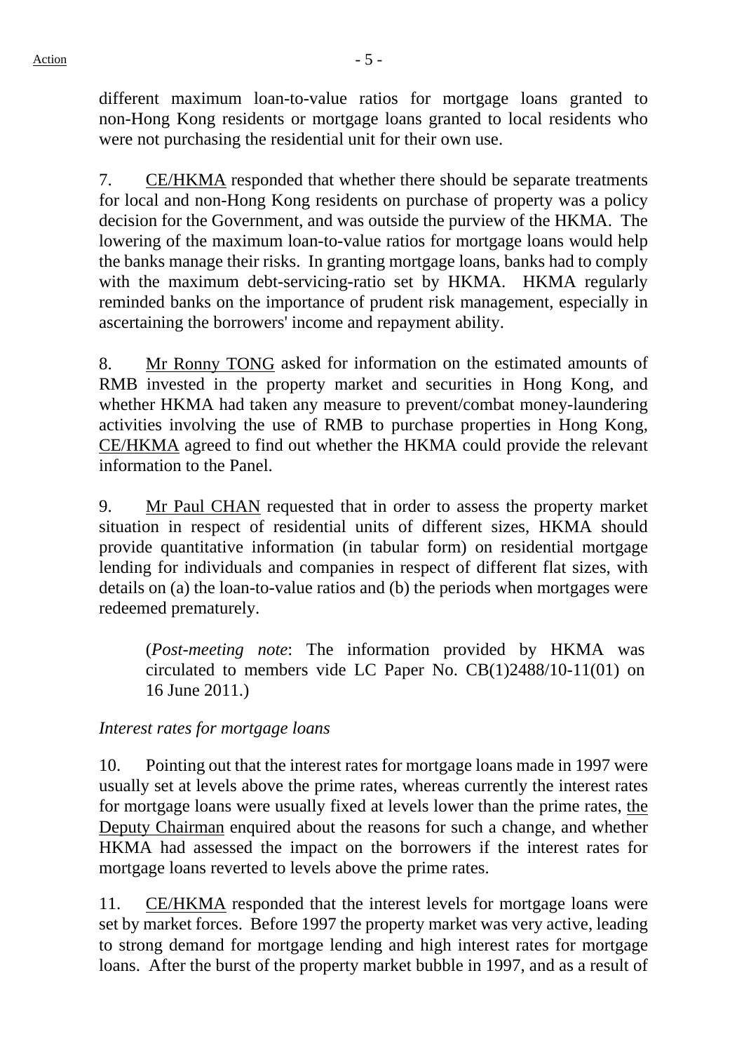different maximum loan-to-value ratios for mortgage loans granted to non-Hong Kong residents or mortgage loans granted to local residents who were not purchasing the residential unit for their own use.

7. CE/HKMA responded that whether there should be separate treatments for local and non-Hong Kong residents on purchase of property was a policy decision for the Government, and was outside the purview of the HKMA. The lowering of the maximum loan-to-value ratios for mortgage loans would help the banks manage their risks. In granting mortgage loans, banks had to comply with the maximum debt-servicing-ratio set by HKMA. HKMA regularly reminded banks on the importance of prudent risk management, especially in ascertaining the borrowers' income and repayment ability.

8. Mr Ronny TONG asked for information on the estimated amounts of RMB invested in the property market and securities in Hong Kong, and whether HKMA had taken any measure to prevent/combat money-laundering activities involving the use of RMB to purchase properties in Hong Kong, CE/HKMA agreed to find out whether the HKMA could provide the relevant information to the Panel.

9. Mr Paul CHAN requested that in order to assess the property market situation in respect of residential units of different sizes, HKMA should provide quantitative information (in tabular form) on residential mortgage lending for individuals and companies in respect of different flat sizes, with details on (a) the loan-to-value ratios and (b) the periods when mortgages were redeemed prematurely.

(*Post-meeting note*: The information provided by HKMA was circulated to members vide LC Paper No. CB(1)2488/10-11(01) on 16 June 2011.)

*Interest rates for mortgage loans*

10. Pointing out that the interest rates for mortgage loans made in 1997 were usually set at levels above the prime rates, whereas currently the interest rates for mortgage loans were usually fixed at levels lower than the prime rates, the Deputy Chairman enquired about the reasons for such a change, and whether HKMA had assessed the impact on the borrowers if the interest rates for mortgage loans reverted to levels above the prime rates.

11. CE/HKMA responded that the interest levels for mortgage loans were set by market forces. Before 1997 the property market was very active, leading to strong demand for mortgage lending and high interest rates for mortgage loans. After the burst of the property market bubble in 1997, and as a result of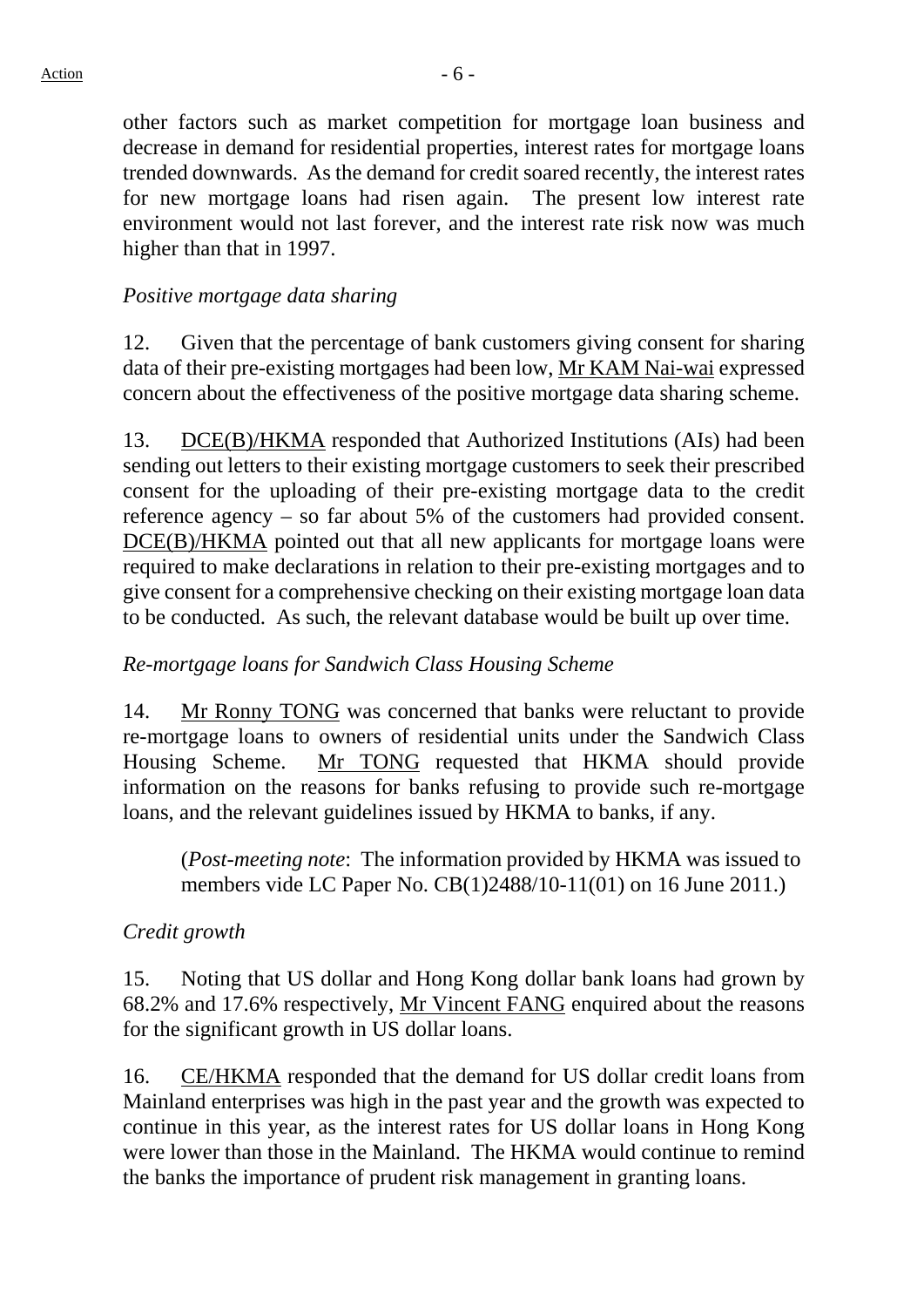other factors such as market competition for mortgage loan business and decrease in demand for residential properties, interest rates for mortgage loans trended downwards. As the demand for credit soared recently, the interest rates for new mortgage loans had risen again. The present low interest rate environment would not last forever, and the interest rate risk now was much higher than that in 1997.

*Positive mortgage data sharing*

12. Given that the percentage of bank customers giving consent for sharing data of their pre-existing mortgages had been low, Mr KAM Nai-wai expressed concern about the effectiveness of the positive mortgage data sharing scheme.

13. DCE(B)/HKMA responded that Authorized Institutions (AIs) had been sending out letters to their existing mortgage customers to seek their prescribed consent for the uploading of their pre-existing mortgage data to the credit reference agency – so far about 5% of the customers had provided consent. DCE(B)/HKMA pointed out that all new applicants for mortgage loans were required to make declarations in relation to their pre-existing mortgages and to give consent for a comprehensive checking on their existing mortgage loan data to be conducted. As such, the relevant database would be built up over time.

*Re-mortgage loans for Sandwich Class Housing Scheme*

14. Mr Ronny TONG was concerned that banks were reluctant to provide re-mortgage loans to owners of residential units under the Sandwich Class Housing Scheme. Mr TONG requested that HKMA should provide information on the reasons for banks refusing to provide such re-mortgage loans, and the relevant guidelines issued by HKMA to banks, if any.

(*Post-meeting note*: The information provided by HKMA was issued to members vide LC Paper No. CB(1)2488/10-11(01) on 16 June 2011.)

*Credit growth*

15. Noting that US dollar and Hong Kong dollar bank loans had grown by 68.2% and 17.6% respectively, Mr Vincent FANG enquired about the reasons for the significant growth in US dollar loans.

16. CE/HKMA responded that the demand for US dollar credit loans from Mainland enterprises was high in the past year and the growth was expected to continue in this year, as the interest rates for US dollar loans in Hong Kong were lower than those in the Mainland. The HKMA would continue to remind the banks the importance of prudent risk management in granting loans.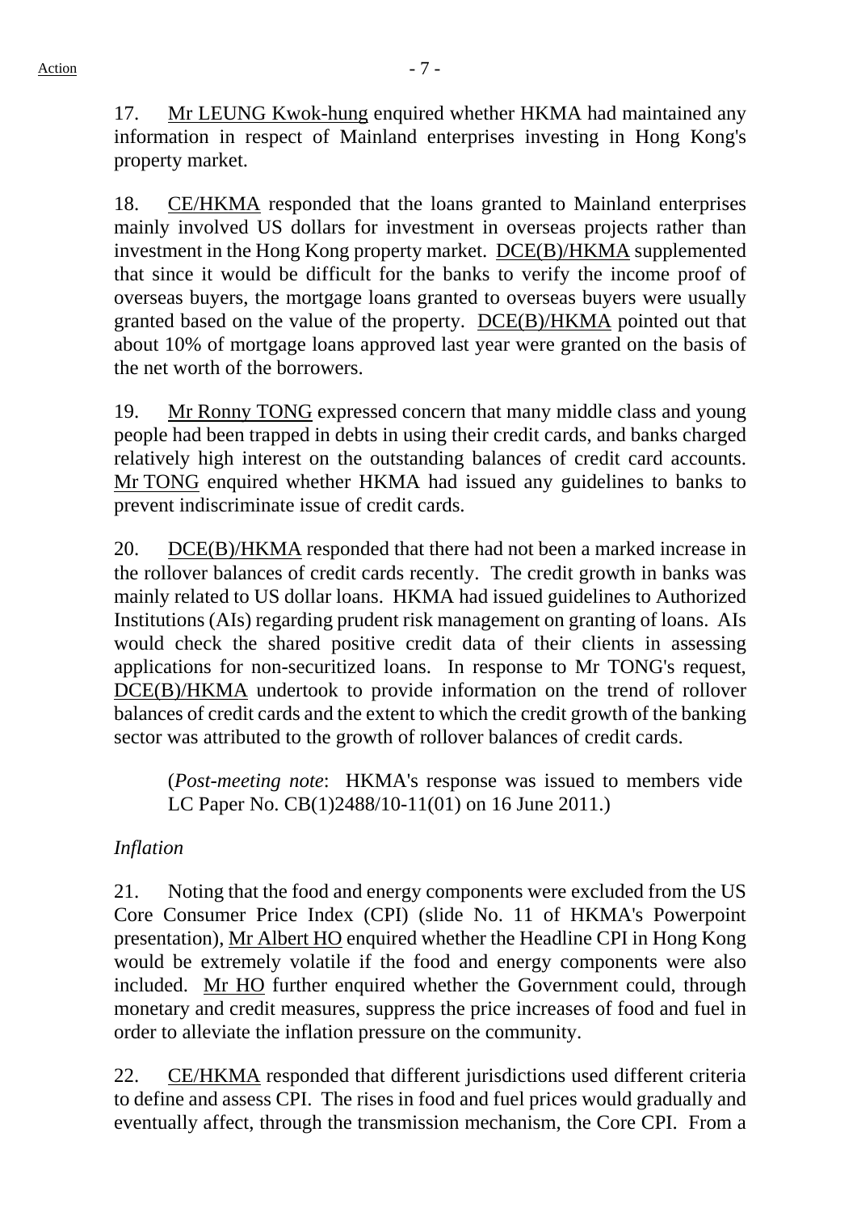17. Mr LEUNG Kwok-hung enquired whether HKMA had maintained any information in respect of Mainland enterprises investing in Hong Kong's property market.

18. CE/HKMA responded that the loans granted to Mainland enterprises mainly involved US dollars for investment in overseas projects rather than investment in the Hong Kong property market. DCE(B)/HKMA supplemented that since it would be difficult for the banks to verify the income proof of overseas buyers, the mortgage loans granted to overseas buyers were usually granted based on the value of the property. DCE(B)/HKMA pointed out that about 10% of mortgage loans approved last year were granted on the basis of the net worth of the borrowers.

19. Mr Ronny TONG expressed concern that many middle class and young people had been trapped in debts in using their credit cards, and banks charged relatively high interest on the outstanding balances of credit card accounts. Mr TONG enquired whether HKMA had issued any guidelines to banks to prevent indiscriminate issue of credit cards.

20. DCE(B)/HKMA responded that there had not been a marked increase in the rollover balances of credit cards recently. The credit growth in banks was mainly related to US dollar loans. HKMA had issued guidelines to Authorized Institutions (AIs) regarding prudent risk management on granting of loans. AIs would check the shared positive credit data of their clients in assessing applications for non-securitized loans. In response to Mr TONG's request, DCE(B)/HKMA undertook to provide information on the trend of rollover balances of credit cards and the extent to which the credit growth of the banking sector was attributed to the growth of rollover balances of credit cards.

(*Post-meeting note*: HKMA's response was issued to members vide LC Paper No. CB(1)2488/10-11(01) on 16 June 2011.)

*Inflation*

21. Noting that the food and energy components were excluded from the US Core Consumer Price Index (CPI) (slide No. 11 of HKMA's Powerpoint presentation), Mr Albert HO enquired whether the Headline CPI in Hong Kong would be extremely volatile if the food and energy components were also included. Mr HO further enquired whether the Government could, through monetary and credit measures, suppress the price increases of food and fuel in order to alleviate the inflation pressure on the community.

22. CE/HKMA responded that different jurisdictions used different criteria to define and assess CPI. The rises in food and fuel prices would gradually and eventually affect, through the transmission mechanism, the Core CPI. From a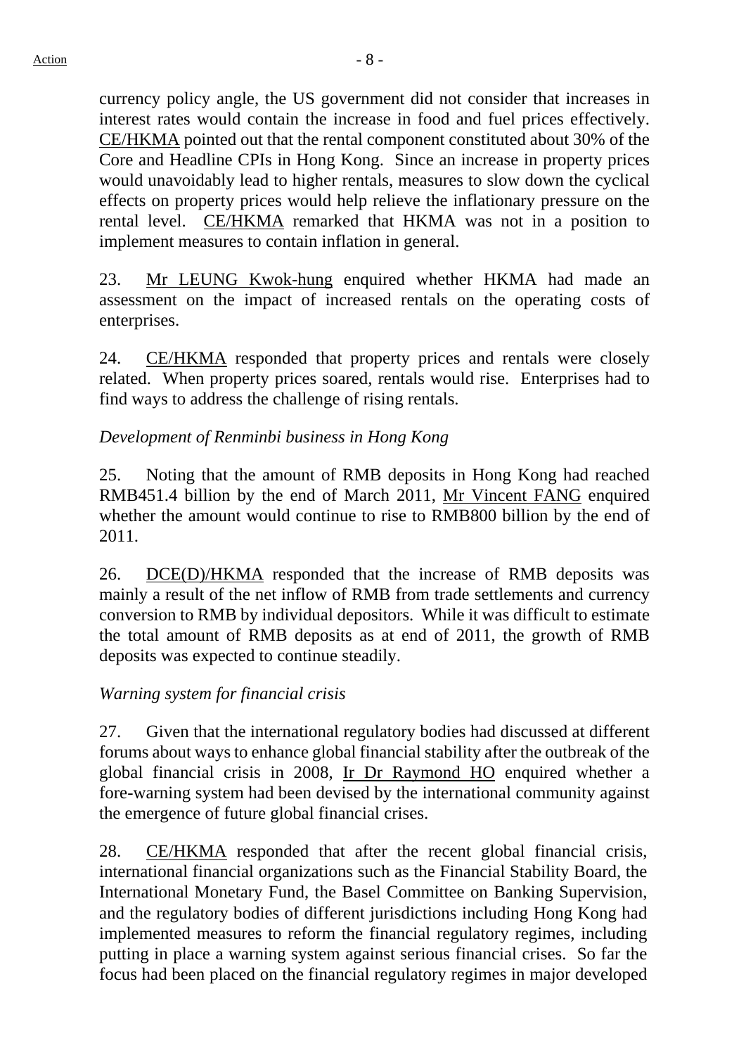currency policy angle, the US government did not consider that increases in interest rates would contain the increase in food and fuel prices effectively. CE/HKMA pointed out that the rental component constituted about 30% of the Core and Headline CPIs in Hong Kong. Since an increase in property prices would unavoidably lead to higher rentals, measures to slow down the cyclical effects on property prices would help relieve the inflationary pressure on the rental level. CE/HKMA remarked that HKMA was not in a position to implement measures to contain inflation in general.

23. Mr LEUNG Kwok-hung enquired whether HKMA had made an assessment on the impact of increased rentals on the operating costs of enterprises.

24. CE/HKMA responded that property prices and rentals were closely related. When property prices soared, rentals would rise. Enterprises had to find ways to address the challenge of rising rentals.

*Development of Renminbi business in Hong Kong*

25. Noting that the amount of RMB deposits in Hong Kong had reached RMB451.4 billion by the end of March 2011, Mr Vincent FANG enquired whether the amount would continue to rise to RMB800 billion by the end of 2011.

26. DCE(D)/HKMA responded that the increase of RMB deposits was mainly a result of the net inflow of RMB from trade settlements and currency conversion to RMB by individual depositors. While it was difficult to estimate the total amount of RMB deposits as at end of 2011, the growth of RMB deposits was expected to continue steadily.

*Warning system for financial crisis*

27. Given that the international regulatory bodies had discussed at different forums about ways to enhance global financial stability after the outbreak of the global financial crisis in 2008, Ir Dr Raymond HO enquired whether a fore-warning system had been devised by the international community against the emergence of future global financial crises.

28. CE/HKMA responded that after the recent global financial crisis, international financial organizations such as the Financial Stability Board, the International Monetary Fund, the Basel Committee on Banking Supervision, and the regulatory bodies of different jurisdictions including Hong Kong had implemented measures to reform the financial regulatory regimes, including putting in place a warning system against serious financial crises. So far the focus had been placed on the financial regulatory regimes in major developed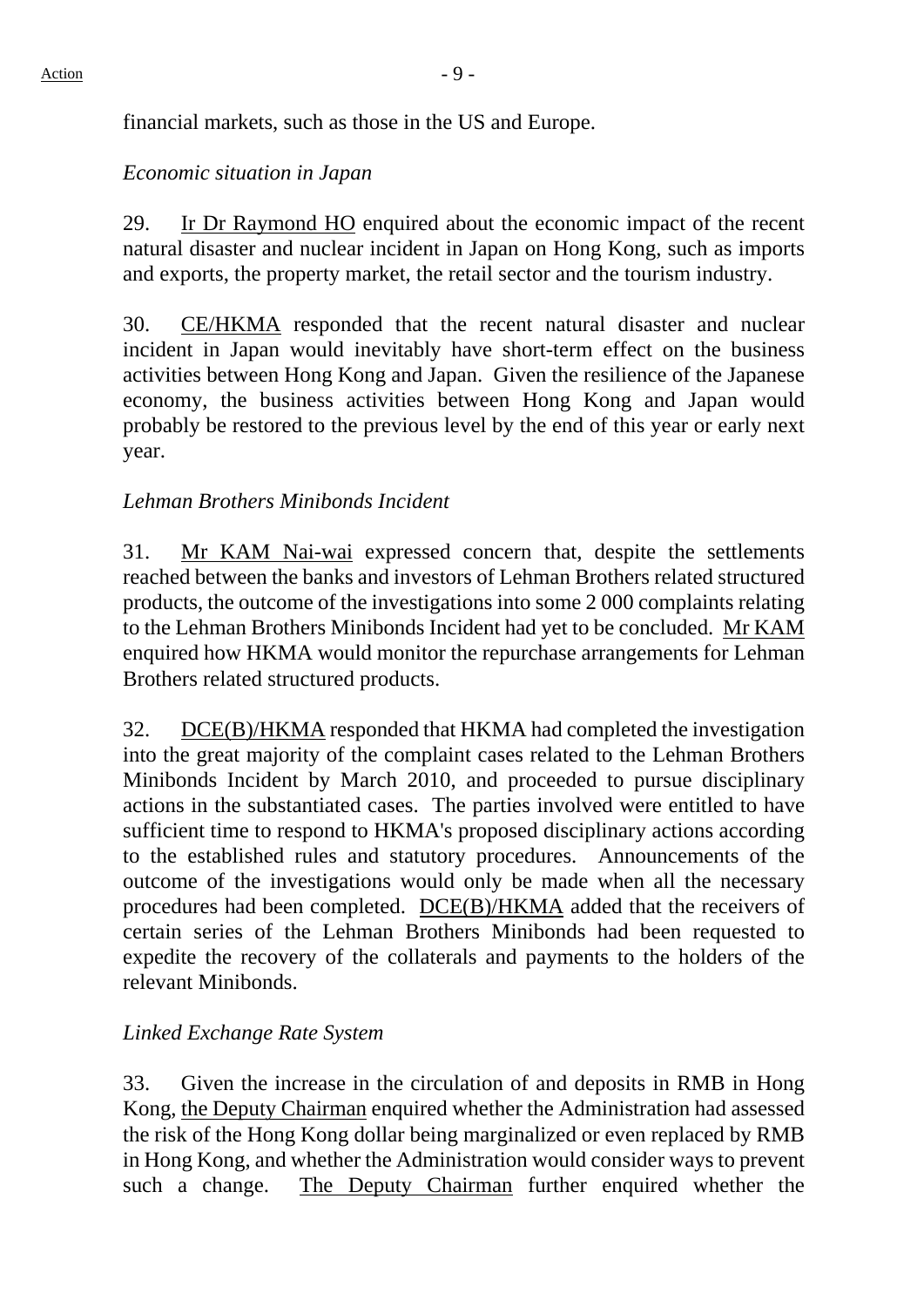financial markets, such as those in the US and Europe.

*Economic situation in Japan*

29. Ir Dr Raymond HO enquired about the economic impact of the recent natural disaster and nuclear incident in Japan on Hong Kong, such as imports and exports, the property market, the retail sector and the tourism industry.

30. CE/HKMA responded that the recent natural disaster and nuclear incident in Japan would inevitably have short-term effect on the business activities between Hong Kong and Japan. Given the resilience of the Japanese economy, the business activities between Hong Kong and Japan would probably be restored to the previous level by the end of this year or early next year.

*Lehman Brothers Minibonds Incident*

31. Mr KAM Nai-wai expressed concern that, despite the settlements reached between the banks and investors of Lehman Brothers related structured products, the outcome of the investigations into some 2 000 complaints relating to the Lehman Brothers Minibonds Incident had yet to be concluded. Mr KAM enquired how HKMA would monitor the repurchase arrangements for Lehman Brothers related structured products.

32. DCE(B)/HKMA responded that HKMA had completed the investigation into the great majority of the complaint cases related to the Lehman Brothers Minibonds Incident by March 2010, and proceeded to pursue disciplinary actions in the substantiated cases. The parties involved were entitled to have sufficient time to respond to HKMA's proposed disciplinary actions according to the established rules and statutory procedures. Announcements of the outcome of the investigations would only be made when all the necessary procedures had been completed. DCE(B)/HKMA added that the receivers of certain series of the Lehman Brothers Minibonds had been requested to expedite the recovery of the collaterals and payments to the holders of the relevant Minibonds.

*Linked Exchange Rate System*

33. Given the increase in the circulation of and deposits in RMB in Hong Kong, the Deputy Chairman enquired whether the Administration had assessed the risk of the Hong Kong dollar being marginalized or even replaced by RMB in Hong Kong, and whether the Administration would consider ways to prevent such a change. The Deputy Chairman further enquired whether the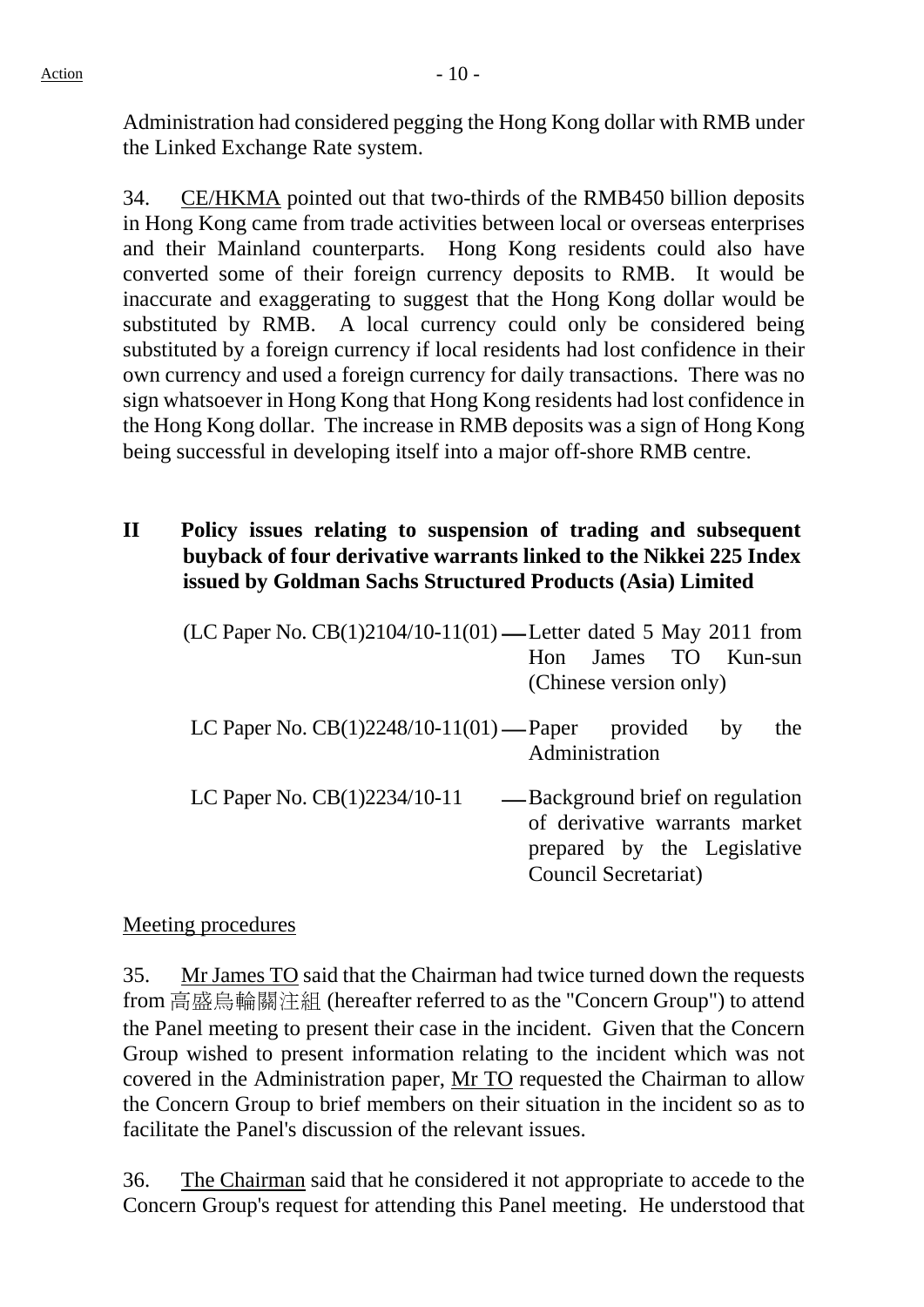Administration had considered pegging the Hong Kong dollar with RMB under the Linked Exchange Rate system.

34. CE/HKMA pointed out that two-thirds of the RMB450 billion deposits in Hong Kong came from trade activities between local or overseas enterprises and their Mainland counterparts. Hong Kong residents could also have converted some of their foreign currency deposits to RMB. It would be inaccurate and exaggerating to suggest that the Hong Kong dollar would be substituted by RMB. A local currency could only be considered being substituted by a foreign currency if local residents had lost confidence in their own currency and used a foreign currency for daily transactions. There was no sign whatsoever in Hong Kong that Hong Kong residents had lost confidence in the Hong Kong dollar. The increase in RMB deposits was a sign of Hong Kong being successful in developing itself into a major off-shore RMB centre.

## II Policy issues relating to suspension of trading and subsequent buyback of four derivative warrants linked to the Nikkei 225 Index issued by Goldman Sachs Structured Products (Asia) Limited

(LC Paper No. CB(1)2104/10-11(01) — Letter dated 5 May 2011 from Hon James TO Kun-sun (Chinese version only)

LC Paper No. CB(1)2248/10-11(01) — Paper provided by the Administration

LC Paper No. CB(1)2234/10-11 — Background brief on regulation of derivative warrants market prepared by the Legislative Council Secretariat)

Meeting procedures

35. Mr James TO said that the Chairman had twice turned down the requests from 高盛烏輪關注組 (hereafter referred to as the "Concern Group") to attend the Panel meeting to present their case in the incident. Given that the Concern Group wished to present information relating to the incident which was not covered in the Administration paper, Mr TO requested the Chairman to allow the Concern Group to brief members on their situation in the incident so as to facilitate the Panel's discussion of the relevant issues.

36. The Chairman said that he considered it not appropriate to accede to the Concern Group's request for attending this Panel meeting. He understood that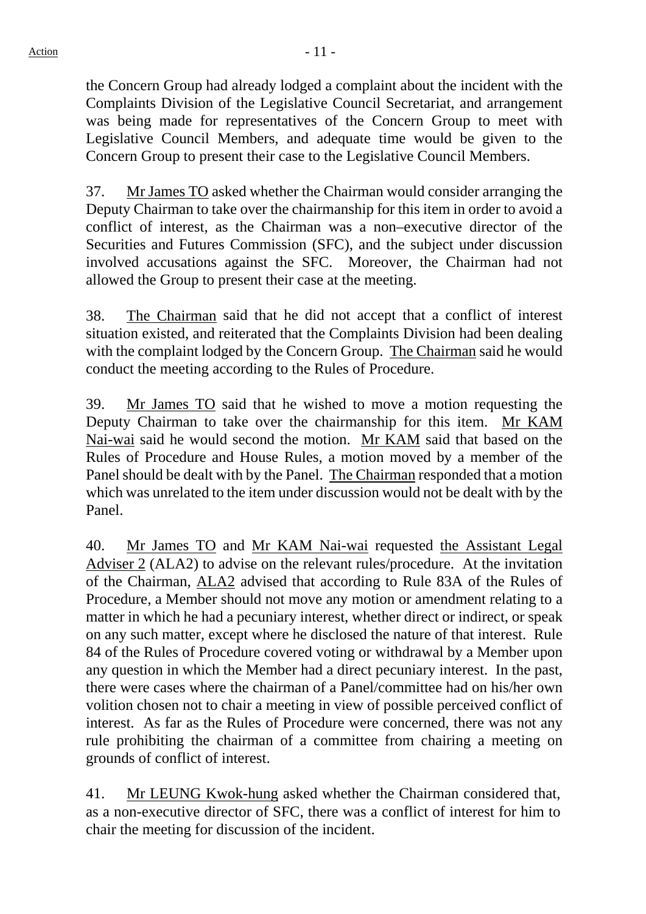the Concern Group had already lodged a complaint about the incident with the Complaints Division of the Legislative Council Secretariat, and arrangement was being made for representatives of the Concern Group to meet with Legislative Council Members, and adequate time would be given to the Concern Group to present their case to the Legislative Council Members.

37. Mr James TO asked whether the Chairman would consider arranging the Deputy Chairman to take over the chairmanship for this item in order to avoid a conflict of interest, as the Chairman was a non–executive director of the Securities and Futures Commission (SFC), and the subject under discussion involved accusations against the SFC. Moreover, the Chairman had not allowed the Group to present their case at the meeting.

38. The Chairman said that he did not accept that a conflict of interest situation existed, and reiterated that the Complaints Division had been dealing with the complaint lodged by the Concern Group. The Chairman said he would conduct the meeting according to the Rules of Procedure.

39. Mr James TO said that he wished to move a motion requesting the Deputy Chairman to take over the chairmanship for this item. Mr KAM Nai-wai said he would second the motion. Mr KAM said that based on the Rules of Procedure and House Rules, a motion moved by a member of the Panel should be dealt with by the Panel. The Chairman responded that a motion which was unrelated to the item under discussion would not be dealt with by the Panel.

40. Mr James TO and Mr KAM Nai-wai requested the Assistant Legal Adviser 2 (ALA2) to advise on the relevant rules/procedure. At the invitation of the Chairman, ALA2 advised that according to Rule 83A of the Rules of Procedure, a Member should not move any motion or amendment relating to a matter in which he had a pecuniary interest, whether direct or indirect, or speak on any such matter, except where he disclosed the nature of that interest. Rule 84 of the Rules of Procedure covered voting or withdrawal by a Member upon any question in which the Member had a direct pecuniary interest. In the past, there were cases where the chairman of a Panel/committee had on his/her own volition chosen not to chair a meeting in view of possible perceived conflict of interest. As far as the Rules of Procedure were concerned, there was not any rule prohibiting the chairman of a committee from chairing a meeting on grounds of conflict of interest.

41. Mr LEUNG Kwok-hung asked whether the Chairman considered that, as a non-executive director of SFC, there was a conflict of interest for him to chair the meeting for discussion of the incident.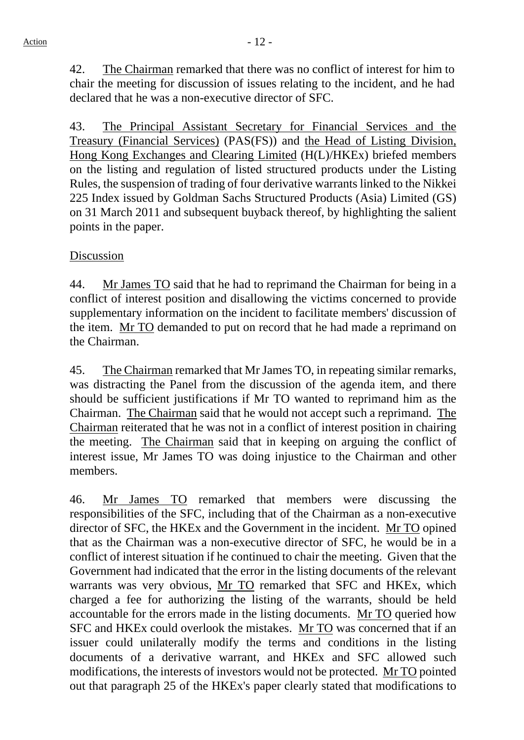42. The Chairman remarked that there was no conflict of interest for him to chair the meeting for discussion of issues relating to the incident, and he had declared that he was a non-executive director of SFC.

43. The Principal Assistant Secretary for Financial Services and the Treasury (Financial Services) (PAS(FS)) and the Head of Listing Division, Hong Kong Exchanges and Clearing Limited (H(L)/HKEx) briefed members on the listing and regulation of listed structured products under the Listing Rules, the suspension of trading of four derivative warrants linked to the Nikkei 225 Index issued by Goldman Sachs Structured Products (Asia) Limited (GS) on 31 March 2011 and subsequent buyback thereof, by highlighting the salient points in the paper.

Discussion

44. Mr James TO said that he had to reprimand the Chairman for being in a conflict of interest position and disallowing the victims concerned to provide supplementary information on the incident to facilitate members' discussion of the item. Mr TO demanded to put on record that he had made a reprimand on the Chairman.

45. The Chairman remarked that Mr James TO, in repeating similar remarks, was distracting the Panel from the discussion of the agenda item, and there should be sufficient justifications if Mr TO wanted to reprimand him as the Chairman. The Chairman said that he would not accept such a reprimand. The Chairman reiterated that he was not in a conflict of interest position in chairing the meeting. The Chairman said that in keeping on arguing the conflict of interest issue, Mr James TO was doing injustice to the Chairman and other members.

46. Mr James TO remarked that members were discussing the responsibilities of the SFC, including that of the Chairman as a non-executive director of SFC, the HKEx and the Government in the incident. Mr TO opined that as the Chairman was a non-executive director of SFC, he would be in a conflict of interest situation if he continued to chair the meeting. Given that the Government had indicated that the error in the listing documents of the relevant warrants was very obvious, Mr TO remarked that SFC and HKEx, which charged a fee for authorizing the listing of the warrants, should be held accountable for the errors made in the listing documents. Mr TO queried how SFC and HKEx could overlook the mistakes. Mr TO was concerned that if an issuer could unilaterally modify the terms and conditions in the listing documents of a derivative warrant, and HKEx and SFC allowed such modifications, the interests of investors would not be protected. Mr TO pointed out that paragraph 25 of the HKEx's paper clearly stated that modifications to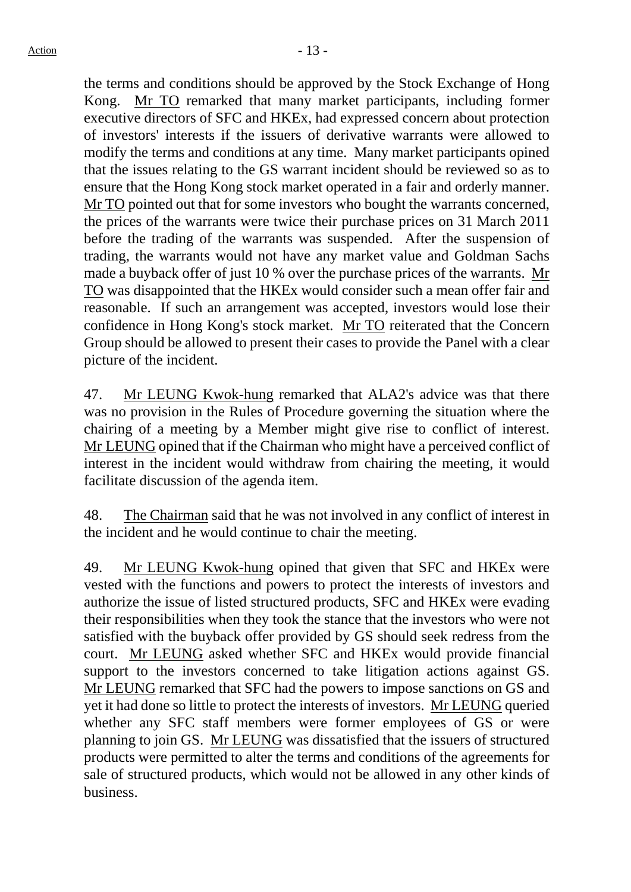the terms and conditions should be approved by the Stock Exchange of Hong Kong. Mr TO remarked that many market participants, including former executive directors of SFC and HKEx, had expressed concern about protection of investors' interests if the issuers of derivative warrants were allowed to modify the terms and conditions at any time. Many market participants opined that the issues relating to the GS warrant incident should be reviewed so as to ensure that the Hong Kong stock market operated in a fair and orderly manner. Mr TO pointed out that for some investors who bought the warrants concerned, the prices of the warrants were twice their purchase prices on 31 March 2011 before the trading of the warrants was suspended. After the suspension of trading, the warrants would not have any market value and Goldman Sachs made a buyback offer of just 10 % over the purchase prices of the warrants. Mr TO was disappointed that the HKEx would consider such a mean offer fair and reasonable. If such an arrangement was accepted, investors would lose their confidence in Hong Kong's stock market. Mr TO reiterated that the Concern Group should be allowed to present their cases to provide the Panel with a clear picture of the incident.

47. Mr LEUNG Kwok-hung remarked that ALA2's advice was that there was no provision in the Rules of Procedure governing the situation where the chairing of a meeting by a Member might give rise to conflict of interest. Mr LEUNG opined that if the Chairman who might have a perceived conflict of interest in the incident would withdraw from chairing the meeting, it would facilitate discussion of the agenda item.

48. The Chairman said that he was not involved in any conflict of interest in the incident and he would continue to chair the meeting.

49. Mr LEUNG Kwok-hung opined that given that SFC and HKEx were vested with the functions and powers to protect the interests of investors and authorize the issue of listed structured products, SFC and HKEx were evading their responsibilities when they took the stance that the investors who were not satisfied with the buyback offer provided by GS should seek redress from the court. Mr LEUNG asked whether SFC and HKEx would provide financial support to the investors concerned to take litigation actions against GS. Mr LEUNG remarked that SFC had the powers to impose sanctions on GS and yet it had done so little to protect the interests of investors. Mr LEUNG queried whether any SFC staff members were former employees of GS or were planning to join GS. Mr LEUNG was dissatisfied that the issuers of structured products were permitted to alter the terms and conditions of the agreements for sale of structured products, which would not be allowed in any other kinds of business.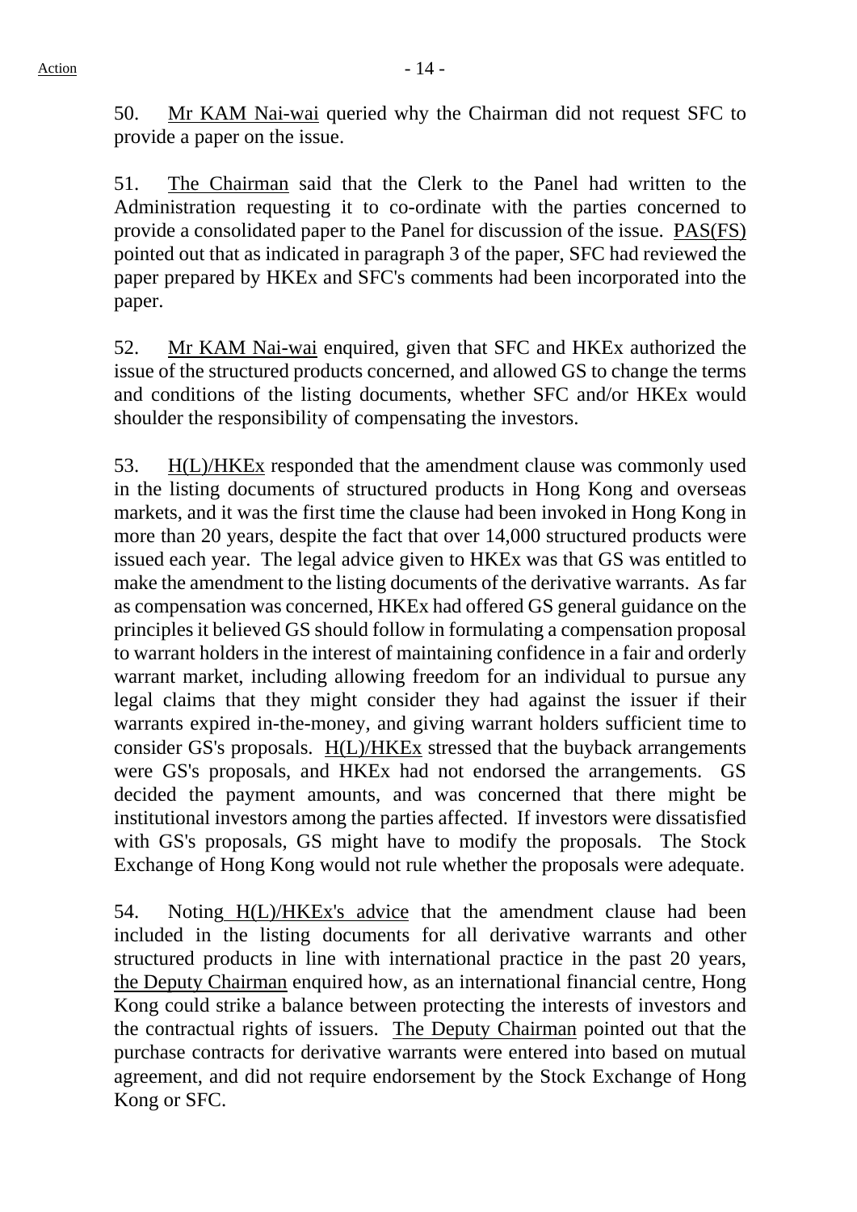50. Mr KAM Nai-wai queried why the Chairman did not request SFC to provide a paper on the issue.

51. The Chairman said that the Clerk to the Panel had written to the Administration requesting it to co-ordinate with the parties concerned to provide a consolidated paper to the Panel for discussion of the issue. PAS(FS) pointed out that as indicated in paragraph 3 of the paper, SFC had reviewed the paper prepared by HKEx and SFC's comments had been incorporated into the paper.

52. Mr KAM Nai-wai enquired, given that SFC and HKEx authorized the issue of the structured products concerned, and allowed GS to change the terms and conditions of the listing documents, whether SFC and/or HKEx would shoulder the responsibility of compensating the investors.

53. H(L)/HKEx responded that the amendment clause was commonly used in the listing documents of structured products in Hong Kong and overseas markets, and it was the first time the clause had been invoked in Hong Kong in more than 20 years, despite the fact that over 14,000 structured products were issued each year. The legal advice given to HKEx was that GS was entitled to make the amendment to the listing documents of the derivative warrants. As far as compensation was concerned, HKEx had offered GS general guidance on the principles it believed GS should follow in formulating a compensation proposal to warrant holders in the interest of maintaining confidence in a fair and orderly warrant market, including allowing freedom for an individual to pursue any legal claims that they might consider they had against the issuer if their warrants expired in-the-money, and giving warrant holders sufficient time to consider GS's proposals. H(L)/HKEx stressed that the buyback arrangements were GS's proposals, and HKEx had not endorsed the arrangements. GS decided the payment amounts, and was concerned that there might be institutional investors among the parties affected. If investors were dissatisfied with GS's proposals, GS might have to modify the proposals. The Stock Exchange of Hong Kong would not rule whether the proposals were adequate.

54. Noting H(L)/HKEx's advice that the amendment clause had been included in the listing documents for all derivative warrants and other structured products in line with international practice in the past 20 years, the Deputy Chairman enquired how, as an international financial centre, Hong Kong could strike a balance between protecting the interests of investors and the contractual rights of issuers. The Deputy Chairman pointed out that the purchase contracts for derivative warrants were entered into based on mutual agreement, and did not require endorsement by the Stock Exchange of Hong Kong or SFC.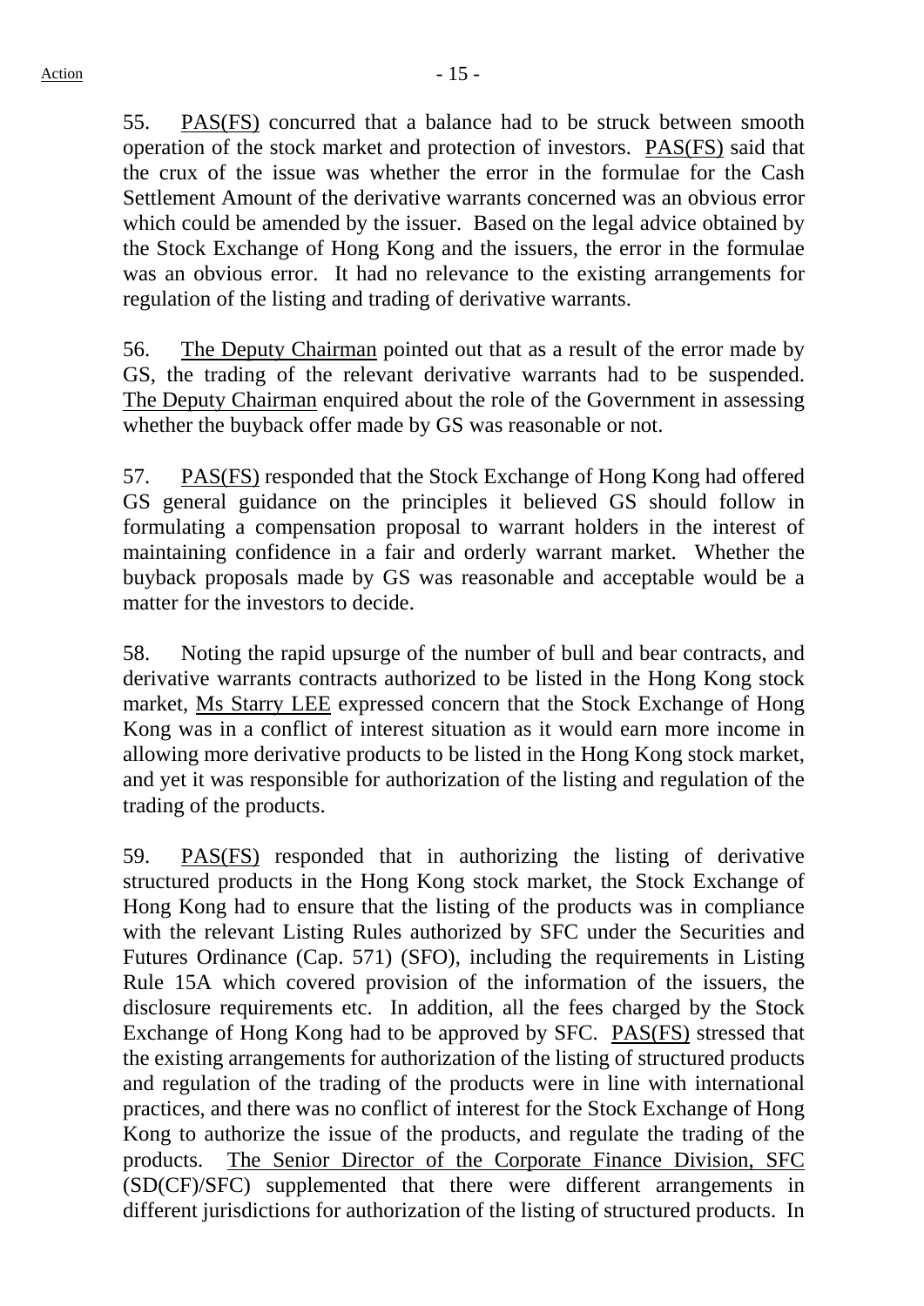55. PAS(FS) concurred that a balance had to be struck between smooth operation of the stock market and protection of investors. PAS(FS) said that the crux of the issue was whether the error in the formulae for the Cash Settlement Amount of the derivative warrants concerned was an obvious error which could be amended by the issuer. Based on the legal advice obtained by the Stock Exchange of Hong Kong and the issuers, the error in the formulae was an obvious error. It had no relevance to the existing arrangements for regulation of the listing and trading of derivative warrants.

56. The Deputy Chairman pointed out that as a result of the error made by GS, the trading of the relevant derivative warrants had to be suspended. The Deputy Chairman enquired about the role of the Government in assessing whether the buyback offer made by GS was reasonable or not.

57. PAS(FS) responded that the Stock Exchange of Hong Kong had offered GS general guidance on the principles it believed GS should follow in formulating a compensation proposal to warrant holders in the interest of maintaining confidence in a fair and orderly warrant market. Whether the buyback proposals made by GS was reasonable and acceptable would be a matter for the investors to decide.

58. Noting the rapid upsurge of the number of bull and bear contracts, and derivative warrants contracts authorized to be listed in the Hong Kong stock market, Ms Starry LEE expressed concern that the Stock Exchange of Hong Kong was in a conflict of interest situation as it would earn more income in allowing more derivative products to be listed in the Hong Kong stock market, and yet it was responsible for authorization of the listing and regulation of the trading of the products.

59. PAS(FS) responded that in authorizing the listing of derivative structured products in the Hong Kong stock market, the Stock Exchange of Hong Kong had to ensure that the listing of the products was in compliance with the relevant Listing Rules authorized by SFC under the Securities and Futures Ordinance (Cap. 571) (SFO), including the requirements in Listing Rule 15A which covered provision of the information of the issuers, the disclosure requirements etc. In addition, all the fees charged by the Stock Exchange of Hong Kong had to be approved by SFC. PAS(FS) stressed that the existing arrangements for authorization of the listing of structured products and regulation of the trading of the products were in line with international practices, and there was no conflict of interest for the Stock Exchange of Hong Kong to authorize the issue of the products, and regulate the trading of the products. The Senior Director of the Corporate Finance Division, SFC (SD(CF)/SFC) supplemented that there were different arrangements in different jurisdictions for authorization of the listing of structured products. In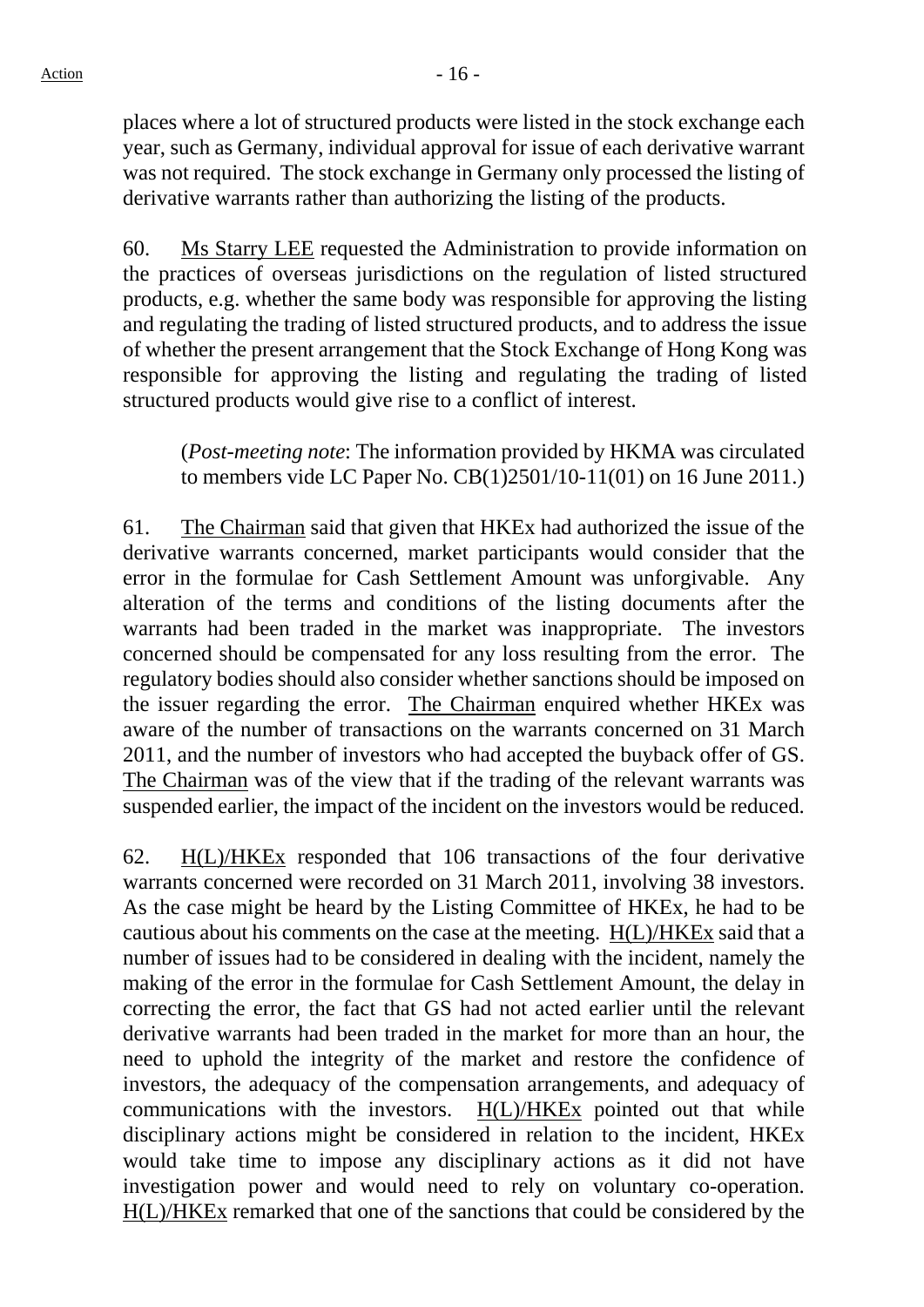places where a lot of structured products were listed in the stock exchange each year, such as Germany, individual approval for issue of each derivative warrant was not required. The stock exchange in Germany only processed the listing of derivative warrants rather than authorizing the listing of the products.

60. Ms Starry LEE requested the Administration to provide information on the practices of overseas jurisdictions on the regulation of listed structured products, e.g. whether the same body was responsible for approving the listing and regulating the trading of listed structured products, and to address the issue of whether the present arrangement that the Stock Exchange of Hong Kong was responsible for approving the listing and regulating the trading of listed structured products would give rise to a conflict of interest.

> (*Post-meeting note*: The information provided by HKMA was circulated to members vide LC Paper No. CB(1)2501/10-11(01) on 16 June 2011.)

61. The Chairman said that given that HKEx had authorized the issue of the derivative warrants concerned, market participants would consider that the error in the formulae for Cash Settlement Amount was unforgivable. Any alteration of the terms and conditions of the listing documents after the warrants had been traded in the market was inappropriate. The investors concerned should be compensated for any loss resulting from the error. The regulatory bodies should also consider whether sanctions should be imposed on the issuer regarding the error. The Chairman enquired whether HKEx was aware of the number of transactions on the warrants concerned on 31 March 2011, and the number of investors who had accepted the buyback offer of GS. The Chairman was of the view that if the trading of the relevant warrants was suspended earlier, the impact of the incident on the investors would be reduced.

62. H(L)/HKEx responded that 106 transactions of the four derivative warrants concerned were recorded on 31 March 2011, involving 38 investors. As the case might be heard by the Listing Committee of HKEx, he had to be cautious about his comments on the case at the meeting. H(L)/HKEx said that a number of issues had to be considered in dealing with the incident, namely the making of the error in the formulae for Cash Settlement Amount, the delay in correcting the error, the fact that GS had not acted earlier until the relevant derivative warrants had been traded in the market for more than an hour, the need to uphold the integrity of the market and restore the confidence of investors, the adequacy of the compensation arrangements, and adequacy of communications with the investors. H(L)/HKEx pointed out that while disciplinary actions might be considered in relation to the incident, HKEx would take time to impose any disciplinary actions as it did not have investigation power and would need to rely on voluntary co-operation. H(L)/HKEx remarked that one of the sanctions that could be considered by the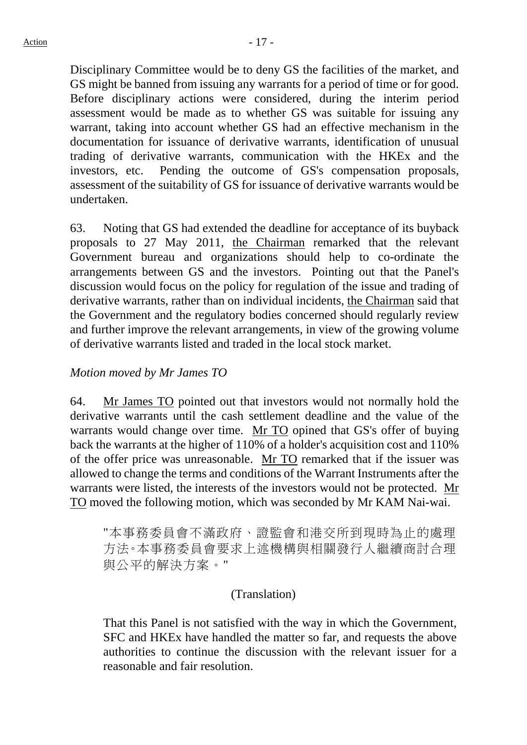Disciplinary Committee would be to deny GS the facilities of the market, and GS might be banned from issuing any warrants for a period of time or for good. Before disciplinary actions were considered, during the interim period assessment would be made as to whether GS was suitable for issuing any warrant, taking into account whether GS had an effective mechanism in the documentation for issuance of derivative warrants, identification of unusual trading of derivative warrants, communication with the HKEx and the investors, etc. Pending the outcome of GS's compensation proposals, assessment of the suitability of GS for issuance of derivative warrants would be undertaken.

63. Noting that GS had extended the deadline for acceptance of its buyback proposals to 27 May 2011, the Chairman remarked that the relevant Government bureau and organizations should help to co-ordinate the arrangements between GS and the investors. Pointing out that the Panel's discussion would focus on the policy for regulation of the issue and trading of derivative warrants, rather than on individual incidents, the Chairman said that the Government and the regulatory bodies concerned should regularly review and further improve the relevant arrangements, in view of the growing volume of derivative warrants listed and traded in the local stock market.

*Motion moved by Mr James TO*

64. Mr James TO pointed out that investors would not normally hold the derivative warrants until the cash settlement deadline and the value of the warrants would change over time. Mr TO opined that GS's offer of buying back the warrants at the higher of 110% of a holder's acquisition cost and 110% of the offer price was unreasonable. Mr TO remarked that if the issuer was allowed to change the terms and conditions of the Warrant Instruments after the warrants were listed, the interests of the investors would not be protected. Mr TO moved the following motion, which was seconded by Mr KAM Nai-wai.

> "本事務委員會不滿政府、證監會和港交所到現時為止的處理方法。本事務委員會要求上述機構與相關發行人繼續商討合理與公平的解決方案。"
>
> (Translation)
>
> That this Panel is not satisfied with the way in which the Government, SFC and HKEx have handled the matter so far, and requests the above authorities to continue the discussion with the relevant issuer for a reasonable and fair resolution.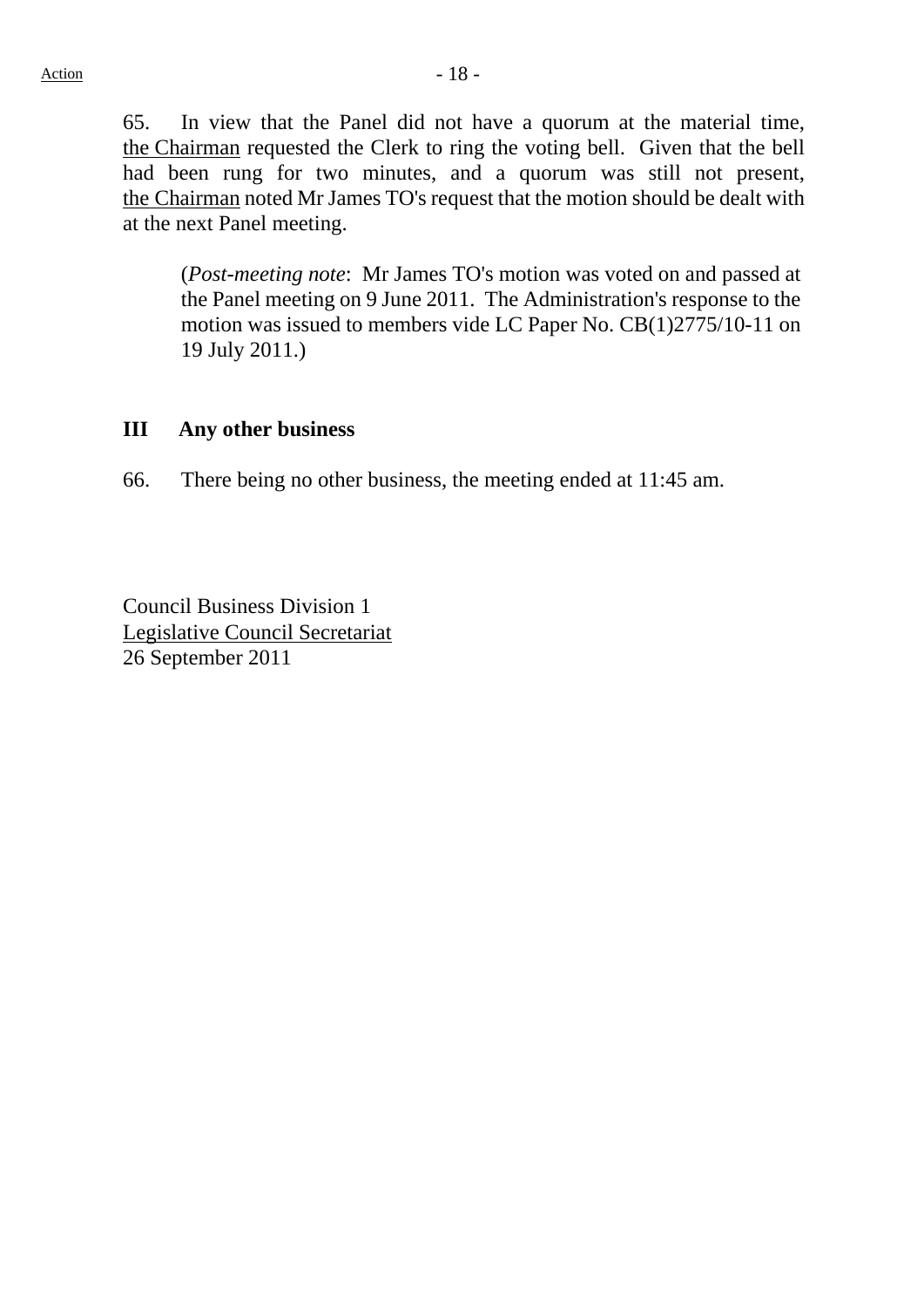65. In view that the Panel did not have a quorum at the material time, the Chairman requested the Clerk to ring the voting bell. Given that the bell had been rung for two minutes, and a quorum was still not present, the Chairman noted Mr James TO's request that the motion should be dealt with at the next Panel meeting.

> (*Post-meeting note*: Mr James TO's motion was voted on and passed at the Panel meeting on 9 June 2011. The Administration's response to the motion was issued to members vide LC Paper No. CB(1)2775/10-11 on 19 July 2011.)

## III Any other business

66. There being no other business, the meeting ended at 11:45 am.

Council Business Division 1
Legislative Council Secretariat
26 September 2011